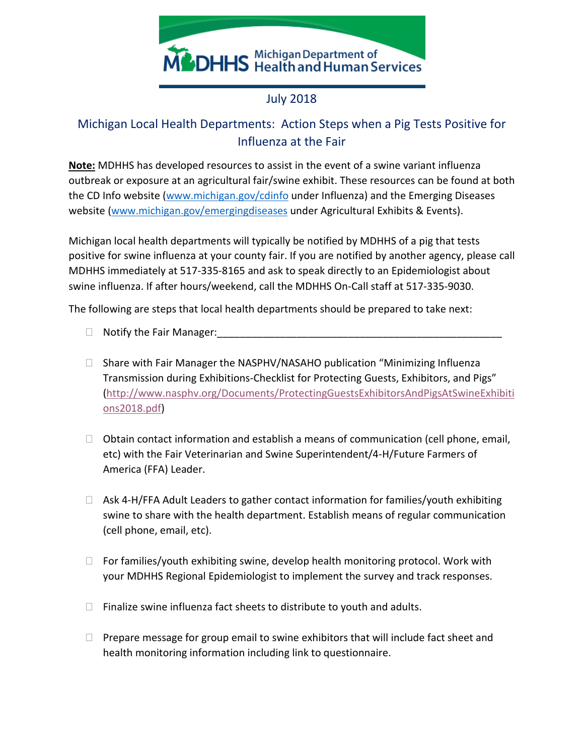Michigan Department of Health and Human Services

July 2018

## Michigan Local Health Departments: Action Steps when a Pig Tests Positive for Influenza at the Fair

**Note:** MDHHS has developed resources to assist in the event of a swine variant influenza outbreak or exposure at an agricultural fair/swine exhibit. These resources can be found at both the CD Info website (www.michigan.gov/cdinfo under Influenza) and the Emerging Diseases website (www.michigan.gov/emergingdiseases under Agricultural Exhibits & Events).

Michigan local health departments will typically be notified by MDHHS of a pig that tests positive for swine influenza at your county fair. If you are notified by another agency, please call MDHHS immediately at 517-335-8165 and ask to speak directly to an Epidemiologist about swine influenza. If after hours/weekend, call the MDHHS On-Call staff at 517-335-9030.

The following are steps that local health departments should be prepared to take next:

- ☐ Notify the Fair Manager:___________________________________________________

- ☐ Share with Fair Manager the NASPHV/NASAHO publication "Minimizing Influenza Transmission during Exhibitions-Checklist for Protecting Guests, Exhibitors, and Pigs" (http://www.nasphv.org/Documents/ProtectingGuestsExhibitorsAndPigsAtSwineExhibitions2018.pdf)

- ☐ Obtain contact information and establish a means of communication (cell phone, email, etc) with the Fair Veterinarian and Swine Superintendent/4-H/Future Farmers of America (FFA) Leader.

- ☐ Ask 4-H/FFA Adult Leaders to gather contact information for families/youth exhibiting swine to share with the health department. Establish means of regular communication (cell phone, email, etc).

- ☐ For families/youth exhibiting swine, develop health monitoring protocol. Work with your MDHHS Regional Epidemiologist to implement the survey and track responses.

- ☐ Finalize swine influenza fact sheets to distribute to youth and adults.

- ☐ Prepare message for group email to swine exhibitors that will include fact sheet and health monitoring information including link to questionnaire.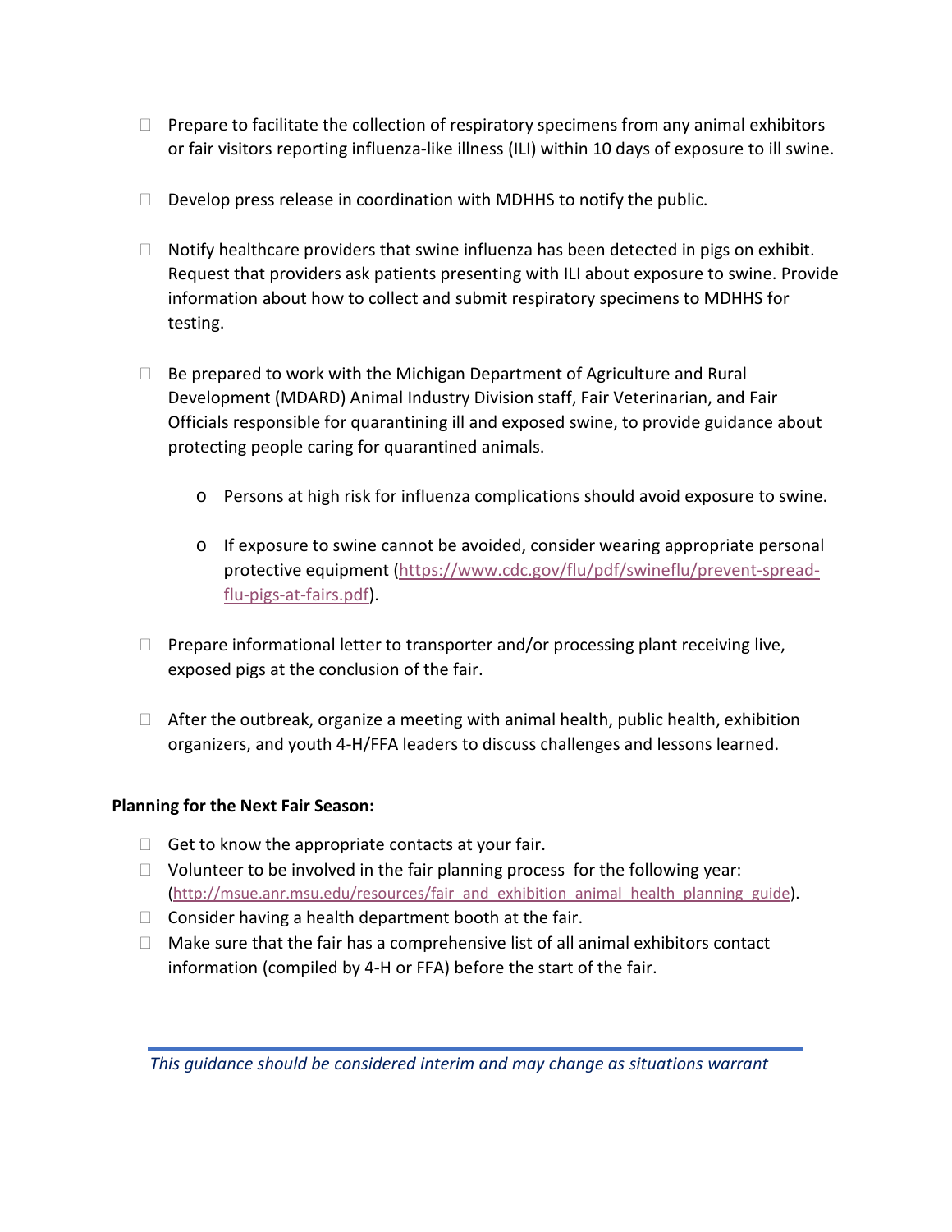- Prepare to facilitate the collection of respiratory specimens from any animal exhibitors or fair visitors reporting influenza-like illness (ILI) within 10 days of exposure to ill swine.

- Develop press release in coordination with MDHHS to notify the public.

- Notify healthcare providers that swine influenza has been detected in pigs on exhibit. Request that providers ask patients presenting with ILI about exposure to swine. Provide information about how to collect and submit respiratory specimens to MDHHS for testing.

- Be prepared to work with the Michigan Department of Agriculture and Rural Development (MDARD) Animal Industry Division staff, Fair Veterinarian, and Fair Officials responsible for quarantining ill and exposed swine, to provide guidance about protecting people caring for quarantined animals.

    - Persons at high risk for influenza complications should avoid exposure to swine.

    - If exposure to swine cannot be avoided, consider wearing appropriate personal protective equipment (https://www.cdc.gov/flu/pdf/swineflu/prevent-spread-flu-pigs-at-fairs.pdf).

- Prepare informational letter to transporter and/or processing plant receiving live, exposed pigs at the conclusion of the fair.

- After the outbreak, organize a meeting with animal health, public health, exhibition organizers, and youth 4-H/FFA leaders to discuss challenges and lessons learned.

**Planning for the Next Fair Season:**

- Get to know the appropriate contacts at your fair.
- Volunteer to be involved in the fair planning process for the following year: (http://msue.anr.msu.edu/resources/fair_and_exhibition_animal_health_planning_guide).
- Consider having a health department booth at the fair.
- Make sure that the fair has a comprehensive list of all animal exhibitors contact information (compiled by 4-H or FFA) before the start of the fair.

*This guidance should be considered interim and may change as situations warrant*